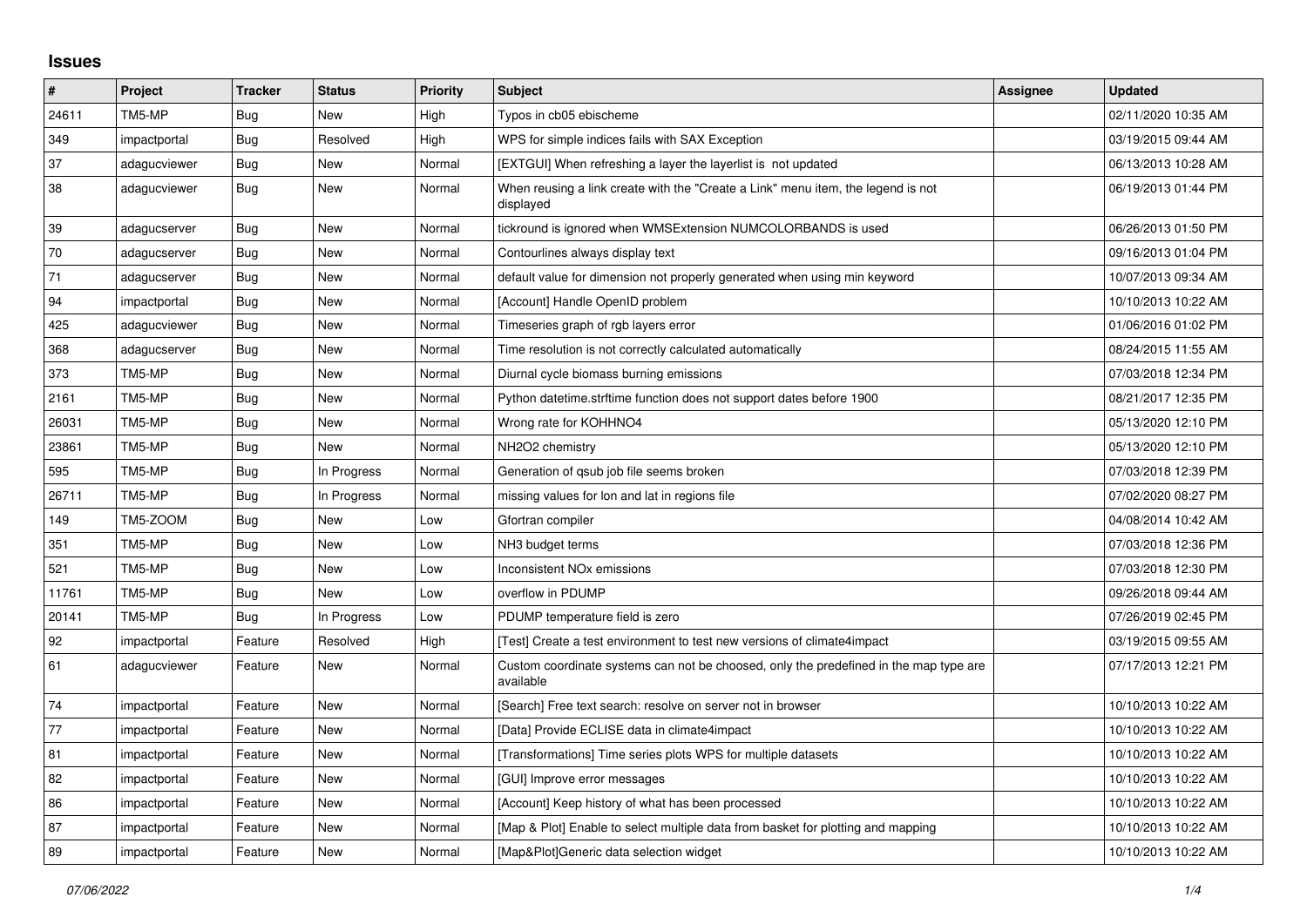# Issues

| # | Project | Tracker | Status | Priority | Subject | Assignee | Updated |
|---|---|---|---|---|---|---|---|
| 24611 | TM5-MP | Bug | New | High | Typos in cb05 ebischeme | | 02/11/2020 10:35 AM |
| 349 | impactportal | Bug | Resolved | High | WPS for simple indices fails with SAX Exception | | 03/19/2015 09:44 AM |
| 37 | adagucviewer | Bug | New | Normal | [EXTGUI] When refreshing a layer the layerlist is not updated | | 06/13/2013 10:28 AM |
| 38 | adagucviewer | Bug | New | Normal | When reusing a link create with the "Create a Link" menu item, the legend is not displayed | | 06/19/2013 01:44 PM |
| 39 | adagucserver | Bug | New | Normal | tickround is ignored when WMSExtension NUMCOLORBANDS is used | | 06/26/2013 01:50 PM |
| 70 | adagucserver | Bug | New | Normal | Contourlines always display text | | 09/16/2013 01:04 PM |
| 71 | adagucserver | Bug | New | Normal | default value for dimension not properly generated when using min keyword | | 10/07/2013 09:34 AM |
| 94 | impactportal | Bug | New | Normal | [Account] Handle OpenID problem | | 10/10/2013 10:22 AM |
| 425 | adagucviewer | Bug | New | Normal | Timeseries graph of rgb layers error | | 01/06/2016 01:02 PM |
| 368 | adagucserver | Bug | New | Normal | Time resolution is not correctly calculated automatically | | 08/24/2015 11:55 AM |
| 373 | TM5-MP | Bug | New | Normal | Diurnal cycle biomass burning emissions | | 07/03/2018 12:34 PM |
| 2161 | TM5-MP | Bug | New | Normal | Python datetime.strftime function does not support dates before 1900 | | 08/21/2017 12:35 PM |
| 26031 | TM5-MP | Bug | New | Normal | Wrong rate for KOHHNO4 | | 05/13/2020 12:10 PM |
| 23861 | TM5-MP | Bug | New | Normal | NH2O2 chemistry | | 05/13/2020 12:10 PM |
| 595 | TM5-MP | Bug | In Progress | Normal | Generation of qsub job file seems broken | | 07/03/2018 12:39 PM |
| 26711 | TM5-MP | Bug | In Progress | Normal | missing values for lon and lat in regions file | | 07/02/2020 08:27 PM |
| 149 | TM5-ZOOM | Bug | New | Low | Gfortran compiler | | 04/08/2014 10:42 AM |
| 351 | TM5-MP | Bug | New | Low | NH3 budget terms | | 07/03/2018 12:36 PM |
| 521 | TM5-MP | Bug | New | Low | Inconsistent NOx emissions | | 07/03/2018 12:30 PM |
| 11761 | TM5-MP | Bug | New | Low | overflow in PDUMP | | 09/26/2018 09:44 AM |
| 20141 | TM5-MP | Bug | In Progress | Low | PDUMP temperature field is zero | | 07/26/2019 02:45 PM |
| 92 | impactportal | Feature | Resolved | High | [Test] Create a test environment to test new versions of climate4impact | | 03/19/2015 09:55 AM |
| 61 | adagucviewer | Feature | New | Normal | Custom coordinate systems can not be choosed, only the predefined in the map type are available | | 07/17/2013 12:21 PM |
| 74 | impactportal | Feature | New | Normal | [Search] Free text search: resolve on server not in browser | | 10/10/2013 10:22 AM |
| 77 | impactportal | Feature | New | Normal | [Data] Provide ECLISE data in climate4impact | | 10/10/2013 10:22 AM |
| 81 | impactportal | Feature | New | Normal | [Transformations] Time series plots WPS for multiple datasets | | 10/10/2013 10:22 AM |
| 82 | impactportal | Feature | New | Normal | [GUI] Improve error messages | | 10/10/2013 10:22 AM |
| 86 | impactportal | Feature | New | Normal | [Account] Keep history of what has been processed | | 10/10/2013 10:22 AM |
| 87 | impactportal | Feature | New | Normal | [Map & Plot] Enable to select multiple data from basket for plotting and mapping | | 10/10/2013 10:22 AM |
| 89 | impactportal | Feature | New | Normal | [Map&Plot]Generic data selection widget | | 10/10/2013 10:22 AM |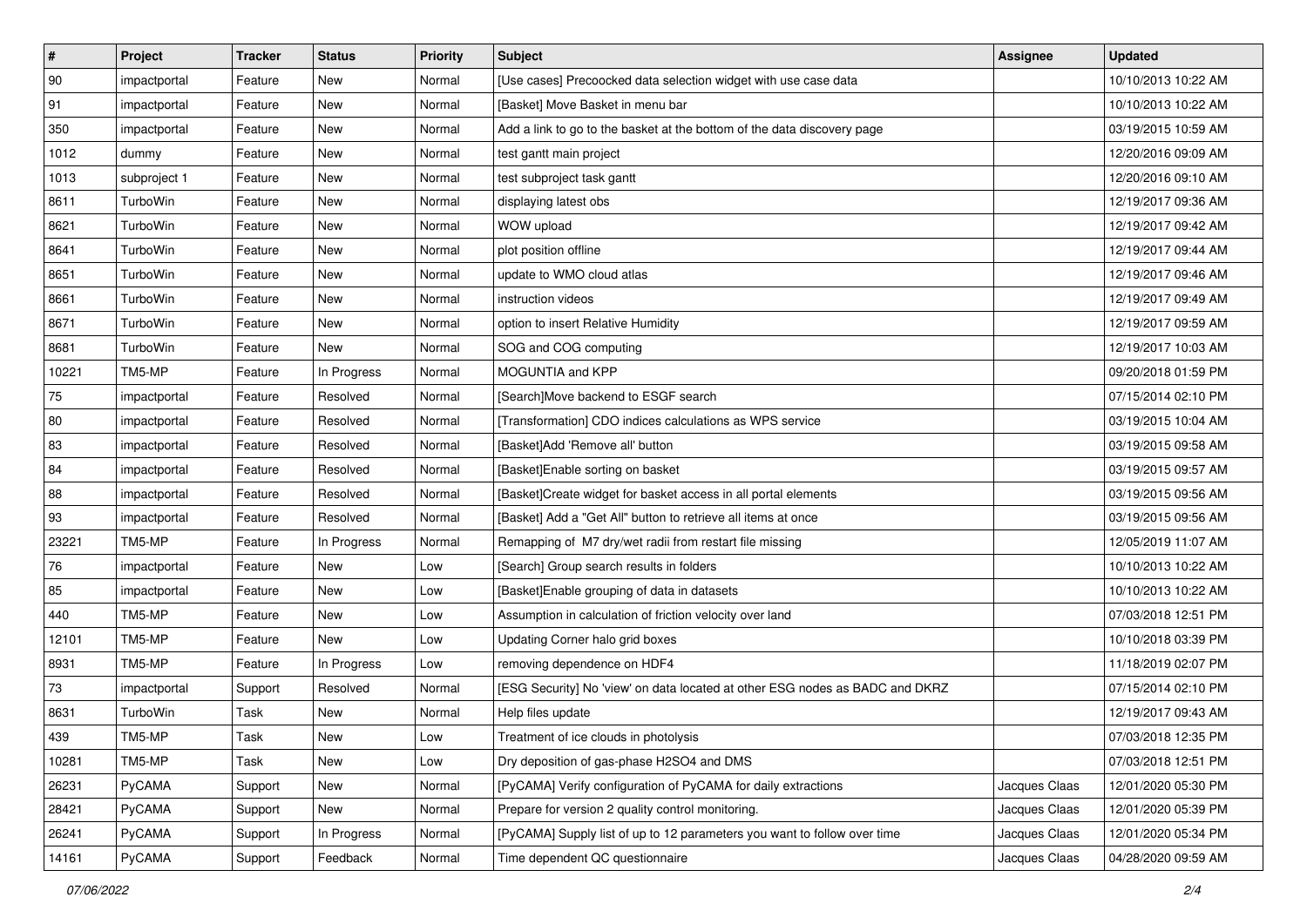| # | Project | Tracker | Status | Priority | Subject | Assignee | Updated |
|---|---|---|---|---|---|---|---|
| 90 | impactportal | Feature | New | Normal | [Use cases] Precoocked data selection widget with use case data | | 10/10/2013 10:22 AM |
| 91 | impactportal | Feature | New | Normal | [Basket] Move Basket in menu bar | | 10/10/2013 10:22 AM |
| 350 | impactportal | Feature | New | Normal | Add a link to go to the basket at the bottom of the data discovery page | | 03/19/2015 10:59 AM |
| 1012 | dummy | Feature | New | Normal | test gantt main project | | 12/20/2016 09:09 AM |
| 1013 | subproject 1 | Feature | New | Normal | test subproject task gantt | | 12/20/2016 09:10 AM |
| 8611 | TurboWin | Feature | New | Normal | displaying latest obs | | 12/19/2017 09:36 AM |
| 8621 | TurboWin | Feature | New | Normal | WOW upload | | 12/19/2017 09:42 AM |
| 8641 | TurboWin | Feature | New | Normal | plot position offline | | 12/19/2017 09:44 AM |
| 8651 | TurboWin | Feature | New | Normal | update to WMO cloud atlas | | 12/19/2017 09:46 AM |
| 8661 | TurboWin | Feature | New | Normal | instruction videos | | 12/19/2017 09:49 AM |
| 8671 | TurboWin | Feature | New | Normal | option to insert Relative Humidity | | 12/19/2017 09:59 AM |
| 8681 | TurboWin | Feature | New | Normal | SOG and COG computing | | 12/19/2017 10:03 AM |
| 10221 | TM5-MP | Feature | In Progress | Normal | MOGUNTIA and KPP | | 09/20/2018 01:59 PM |
| 75 | impactportal | Feature | Resolved | Normal | [Search]Move backend to ESGF search | | 07/15/2014 02:10 PM |
| 80 | impactportal | Feature | Resolved | Normal | [Transformation] CDO indices calculations as WPS service | | 03/19/2015 10:04 AM |
| 83 | impactportal | Feature | Resolved | Normal | [Basket]Add 'Remove all' button | | 03/19/2015 09:58 AM |
| 84 | impactportal | Feature | Resolved | Normal | [Basket]Enable sorting on basket | | 03/19/2015 09:57 AM |
| 88 | impactportal | Feature | Resolved | Normal | [Basket]Create widget for basket access in all portal elements | | 03/19/2015 09:56 AM |
| 93 | impactportal | Feature | Resolved | Normal | [Basket] Add a "Get All" button to retrieve all items at once | | 03/19/2015 09:56 AM |
| 23221 | TM5-MP | Feature | In Progress | Normal | Remapping of M7 dry/wet radii from restart file missing | | 12/05/2019 11:07 AM |
| 76 | impactportal | Feature | New | Low | [Search] Group search results in folders | | 10/10/2013 10:22 AM |
| 85 | impactportal | Feature | New | Low | [Basket]Enable grouping of data in datasets | | 10/10/2013 10:22 AM |
| 440 | TM5-MP | Feature | New | Low | Assumption in calculation of friction velocity over land | | 07/03/2018 12:51 PM |
| 12101 | TM5-MP | Feature | New | Low | Updating Corner halo grid boxes | | 10/10/2018 03:39 PM |
| 8931 | TM5-MP | Feature | In Progress | Low | removing dependence on HDF4 | | 11/18/2019 02:07 PM |
| 73 | impactportal | Support | Resolved | Normal | [ESG Security] No 'view' on data located at other ESG nodes as BADC and DKRZ | | 07/15/2014 02:10 PM |
| 8631 | TurboWin | Task | New | Normal | Help files update | | 12/19/2017 09:43 AM |
| 439 | TM5-MP | Task | New | Low | Treatment of ice clouds in photolysis | | 07/03/2018 12:35 PM |
| 10281 | TM5-MP | Task | New | Low | Dry deposition of gas-phase H2SO4 and DMS | | 07/03/2018 12:51 PM |
| 26231 | PyCAMA | Support | New | Normal | [PyCAMA] Verify configuration of PyCAMA for daily extractions | Jacques Claas | 12/01/2020 05:30 PM |
| 28421 | PyCAMA | Support | New | Normal | Prepare for version 2 quality control monitoring. | Jacques Claas | 12/01/2020 05:39 PM |
| 26241 | PyCAMA | Support | In Progress | Normal | [PyCAMA] Supply list of up to 12 parameters you want to follow over time | Jacques Claas | 12/01/2020 05:34 PM |
| 14161 | PyCAMA | Support | Feedback | Normal | Time dependent QC questionnaire | Jacques Claas | 04/28/2020 09:59 AM |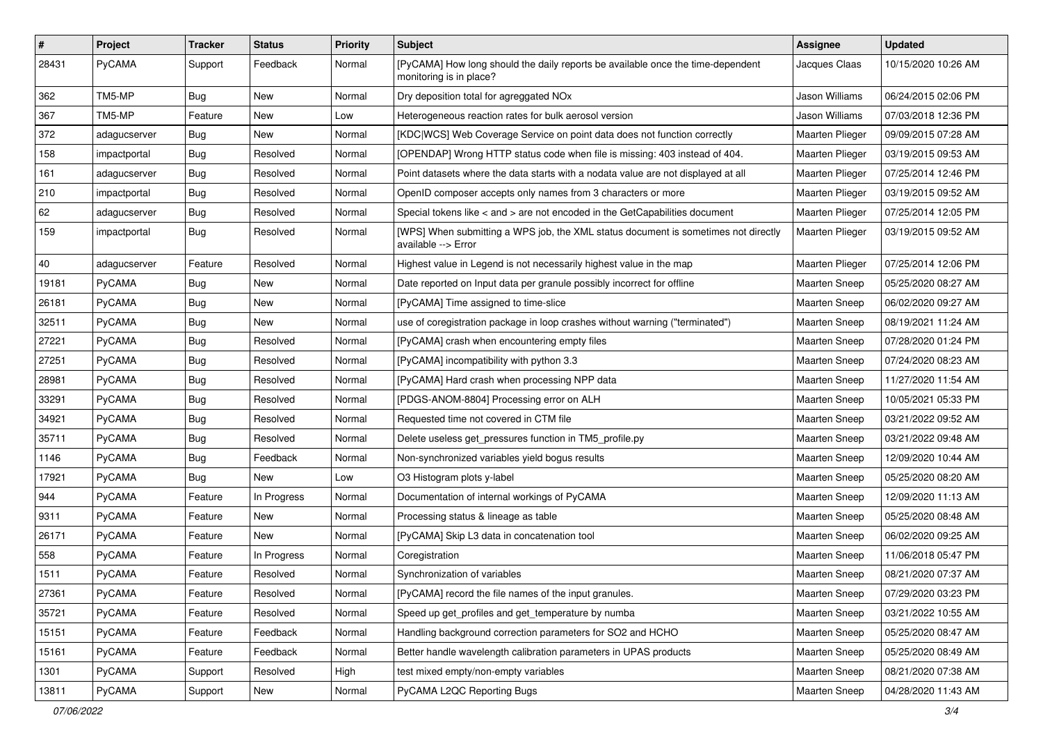| # | Project | Tracker | Status | Priority | Subject | Assignee | Updated |
|---|---|---|---|---|---|---|---|
| 28431 | PyCAMA | Support | Feedback | Normal | [PyCAMA] How long should the daily reports be available once the time-dependent monitoring is in place? | Jacques Claas | 10/15/2020 10:26 AM |
| 362 | TM5-MP | Bug | New | Normal | Dry deposition total for agreggated NOx | Jason Williams | 06/24/2015 02:06 PM |
| 367 | TM5-MP | Feature | New | Low | Heterogeneous reaction rates for bulk aerosol version | Jason Williams | 07/03/2018 12:36 PM |
| 372 | adagucserver | Bug | New | Normal | [KDC\|WCS] Web Coverage Service on point data does not function correctly | Maarten Plieger | 09/09/2015 07:28 AM |
| 158 | impactportal | Bug | Resolved | Normal | [OPENDAP] Wrong HTTP status code when file is missing: 403 instead of 404. | Maarten Plieger | 03/19/2015 09:53 AM |
| 161 | adagucserver | Bug | Resolved | Normal | Point datasets where the data starts with a nodata value are not displayed at all | Maarten Plieger | 07/25/2014 12:46 PM |
| 210 | impactportal | Bug | Resolved | Normal | OpenID composer accepts only names from 3 characters or more | Maarten Plieger | 03/19/2015 09:52 AM |
| 62 | adagucserver | Bug | Resolved | Normal | Special tokens like < and > are not encoded in the GetCapabilities document | Maarten Plieger | 07/25/2014 12:05 PM |
| 159 | impactportal | Bug | Resolved | Normal | [WPS] When submitting a WPS job, the XML status document is sometimes not directly available --> Error | Maarten Plieger | 03/19/2015 09:52 AM |
| 40 | adagucserver | Feature | Resolved | Normal | Highest value in Legend is not necessarily highest value in the map | Maarten Plieger | 07/25/2014 12:06 PM |
| 19181 | PyCAMA | Bug | New | Normal | Date reported on Input data per granule possibly incorrect for offline | Maarten Sneep | 05/25/2020 08:27 AM |
| 26181 | PyCAMA | Bug | New | Normal | [PyCAMA] Time assigned to time-slice | Maarten Sneep | 06/02/2020 09:27 AM |
| 32511 | PyCAMA | Bug | New | Normal | use of coregistration package in loop crashes without warning ("terminated") | Maarten Sneep | 08/19/2021 11:24 AM |
| 27221 | PyCAMA | Bug | Resolved | Normal | [PyCAMA] crash when encountering empty files | Maarten Sneep | 07/28/2020 01:24 PM |
| 27251 | PyCAMA | Bug | Resolved | Normal | [PyCAMA] incompatibility with python 3.3 | Maarten Sneep | 07/24/2020 08:23 AM |
| 28981 | PyCAMA | Bug | Resolved | Normal | [PyCAMA] Hard crash when processing NPP data | Maarten Sneep | 11/27/2020 11:54 AM |
| 33291 | PyCAMA | Bug | Resolved | Normal | [PDGS-ANOM-8804] Processing error on ALH | Maarten Sneep | 10/05/2021 05:33 PM |
| 34921 | PyCAMA | Bug | Resolved | Normal | Requested time not covered in CTM file | Maarten Sneep | 03/21/2022 09:52 AM |
| 35711 | PyCAMA | Bug | Resolved | Normal | Delete useless get_pressures function in TM5_profile.py | Maarten Sneep | 03/21/2022 09:48 AM |
| 1146 | PyCAMA | Bug | Feedback | Normal | Non-synchronized variables yield bogus results | Maarten Sneep | 12/09/2020 10:44 AM |
| 17921 | PyCAMA | Bug | New | Low | O3 Histogram plots y-label | Maarten Sneep | 05/25/2020 08:20 AM |
| 944 | PyCAMA | Feature | In Progress | Normal | Documentation of internal workings of PyCAMA | Maarten Sneep | 12/09/2020 11:13 AM |
| 9311 | PyCAMA | Feature | New | Normal | Processing status & lineage as table | Maarten Sneep | 05/25/2020 08:48 AM |
| 26171 | PyCAMA | Feature | New | Normal | [PyCAMA] Skip L3 data in concatenation tool | Maarten Sneep | 06/02/2020 09:25 AM |
| 558 | PyCAMA | Feature | In Progress | Normal | Coregistration | Maarten Sneep | 11/06/2018 05:47 PM |
| 1511 | PyCAMA | Feature | Resolved | Normal | Synchronization of variables | Maarten Sneep | 08/21/2020 07:37 AM |
| 27361 | PyCAMA | Feature | Resolved | Normal | [PyCAMA] record the file names of the input granules. | Maarten Sneep | 07/29/2020 03:23 PM |
| 35721 | PyCAMA | Feature | Resolved | Normal | Speed up get_profiles and get_temperature by numba | Maarten Sneep | 03/21/2022 10:55 AM |
| 15151 | PyCAMA | Feature | Feedback | Normal | Handling background correction parameters for SO2 and HCHO | Maarten Sneep | 05/25/2020 08:47 AM |
| 15161 | PyCAMA | Feature | Feedback | Normal | Better handle wavelength calibration parameters in UPAS products | Maarten Sneep | 05/25/2020 08:49 AM |
| 1301 | PyCAMA | Support | Resolved | High | test mixed empty/non-empty variables | Maarten Sneep | 08/21/2020 07:38 AM |
| 13811 | PyCAMA | Support | New | Normal | PyCAMA L2QC Reporting Bugs | Maarten Sneep | 04/28/2020 11:43 AM |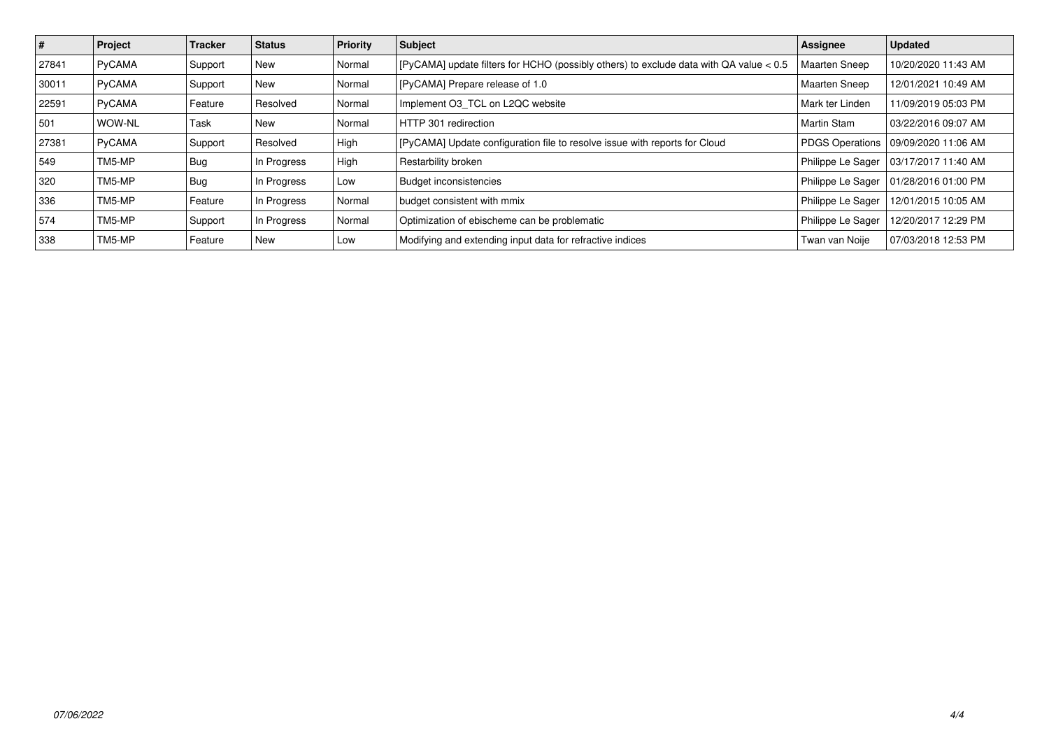| # | Project | Tracker | Status | Priority | Subject | Assignee | Updated |
|---|---|---|---|---|---|---|---|
| 27841 | PyCAMA | Support | New | Normal | [PyCAMA] update filters for HCHO (possibly others) to exclude data with QA value < 0.5 | Maarten Sneep | 10/20/2020 11:43 AM |
| 30011 | PyCAMA | Support | New | Normal | [PyCAMA] Prepare release of 1.0 | Maarten Sneep | 12/01/2021 10:49 AM |
| 22591 | PyCAMA | Feature | Resolved | Normal | Implement O3_TCL on L2QC website | Mark ter Linden | 11/09/2019 05:03 PM |
| 501 | WOW-NL | Task | New | Normal | HTTP 301 redirection | Martin Stam | 03/22/2016 09:07 AM |
| 27381 | PyCAMA | Support | Resolved | High | [PyCAMA] Update configuration file to resolve issue with reports for Cloud | PDGS Operations | 09/09/2020 11:06 AM |
| 549 | TM5-MP | Bug | In Progress | High | Restarbility broken | Philippe Le Sager | 03/17/2017 11:40 AM |
| 320 | TM5-MP | Bug | In Progress | Low | Budget inconsistencies | Philippe Le Sager | 01/28/2016 01:00 PM |
| 336 | TM5-MP | Feature | In Progress | Normal | budget consistent with mmix | Philippe Le Sager | 12/01/2015 10:05 AM |
| 574 | TM5-MP | Support | In Progress | Normal | Optimization of ebischeme can be problematic | Philippe Le Sager | 12/20/2017 12:29 PM |
| 338 | TM5-MP | Feature | New | Low | Modifying and extending input data for refractive indices | Twan van Noije | 07/03/2018 12:53 PM |